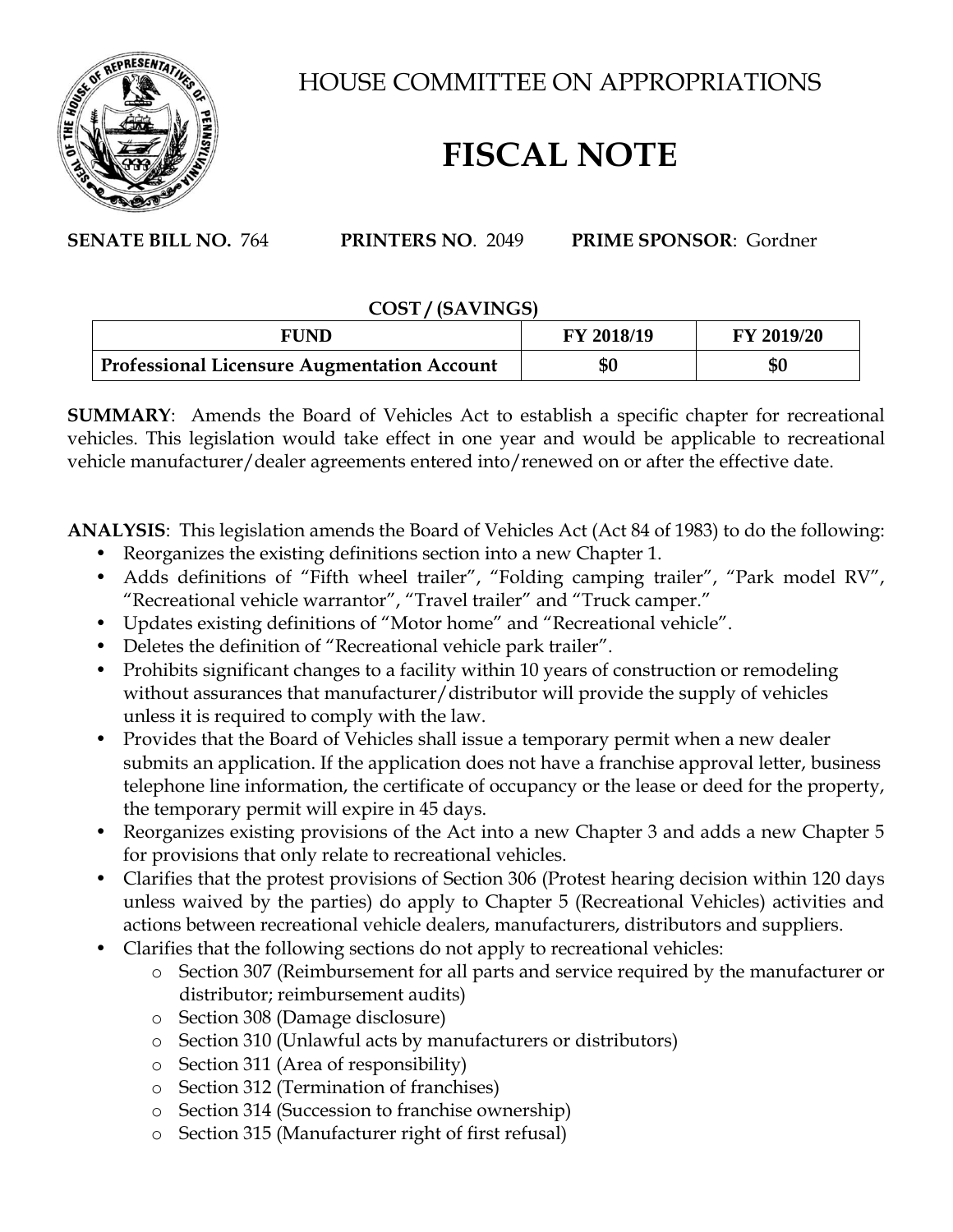# HOUSE COMMITTEE ON APPROPRIATIONS

# FISCAL NOTE

**SENATE BILL NO.** 764 **PRINTERS NO**. 2049 **PRIME SPONSOR**: Gordner

**COST / (SAVINGS)**

| FUND | FY 2018/19 | FY 2019/20 |
|---|---|---|
| **Professional Licensure Augmentation Account** | **$0** | **$0** |

**SUMMARY**: Amends the Board of Vehicles Act to establish a specific chapter for recreational vehicles. This legislation would take effect in one year and would be applicable to recreational vehicle manufacturer/dealer agreements entered into/renewed on or after the effective date.

**ANALYSIS**: This legislation amends the Board of Vehicles Act (Act 84 of 1983) to do the following:

- Reorganizes the existing definitions section into a new Chapter 1.
- Adds definitions of "Fifth wheel trailer", "Folding camping trailer", "Park model RV", "Recreational vehicle warrantor", "Travel trailer" and "Truck camper."
- Updates existing definitions of "Motor home" and "Recreational vehicle".
- Deletes the definition of "Recreational vehicle park trailer".
- Prohibits significant changes to a facility within 10 years of construction or remodeling without assurances that manufacturer/distributor will provide the supply of vehicles unless it is required to comply with the law.
- Provides that the Board of Vehicles shall issue a temporary permit when a new dealer submits an application. If the application does not have a franchise approval letter, business telephone line information, the certificate of occupancy or the lease or deed for the property, the temporary permit will expire in 45 days.
- Reorganizes existing provisions of the Act into a new Chapter 3 and adds a new Chapter 5 for provisions that only relate to recreational vehicles.
- Clarifies that the protest provisions of Section 306 (Protest hearing decision within 120 days unless waived by the parties) do apply to Chapter 5 (Recreational Vehicles) activities and actions between recreational vehicle dealers, manufacturers, distributors and suppliers.
- Clarifies that the following sections do not apply to recreational vehicles:
  - Section 307 (Reimbursement for all parts and service required by the manufacturer or distributor; reimbursement audits)
  - Section 308 (Damage disclosure)
  - Section 310 (Unlawful acts by manufacturers or distributors)
  - Section 311 (Area of responsibility)
  - Section 312 (Termination of franchises)
  - Section 314 (Succession to franchise ownership)
  - Section 315 (Manufacturer right of first refusal)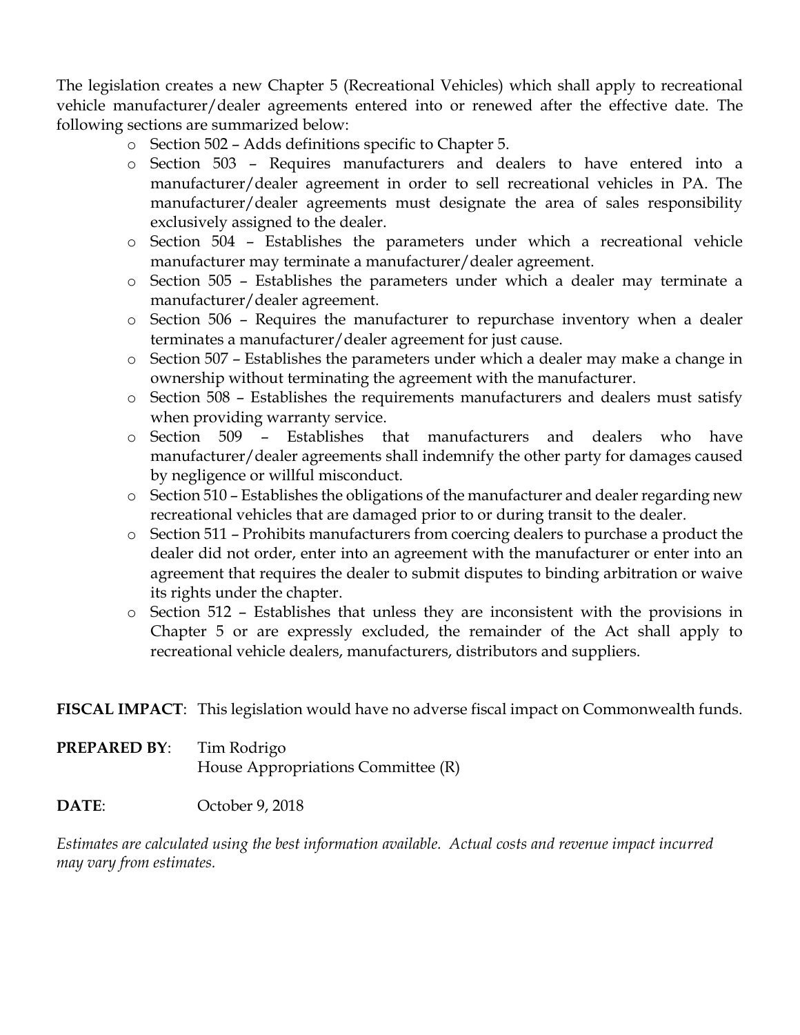The legislation creates a new Chapter 5 (Recreational Vehicles) which shall apply to recreational vehicle manufacturer/dealer agreements entered into or renewed after the effective date. The following sections are summarized below:

- Section 502 – Adds definitions specific to Chapter 5.
- Section 503 – Requires manufacturers and dealers to have entered into a manufacturer/dealer agreement in order to sell recreational vehicles in PA. The manufacturer/dealer agreements must designate the area of sales responsibility exclusively assigned to the dealer.
- Section 504 – Establishes the parameters under which a recreational vehicle manufacturer may terminate a manufacturer/dealer agreement.
- Section 505 – Establishes the parameters under which a dealer may terminate a manufacturer/dealer agreement.
- Section 506 – Requires the manufacturer to repurchase inventory when a dealer terminates a manufacturer/dealer agreement for just cause.
- Section 507 – Establishes the parameters under which a dealer may make a change in ownership without terminating the agreement with the manufacturer.
- Section 508 – Establishes the requirements manufacturers and dealers must satisfy when providing warranty service.
- Section 509 – Establishes that manufacturers and dealers who have manufacturer/dealer agreements shall indemnify the other party for damages caused by negligence or willful misconduct.
- Section 510 – Establishes the obligations of the manufacturer and dealer regarding new recreational vehicles that are damaged prior to or during transit to the dealer.
- Section 511 – Prohibits manufacturers from coercing dealers to purchase a product the dealer did not order, enter into an agreement with the manufacturer or enter into an agreement that requires the dealer to submit disputes to binding arbitration or waive its rights under the chapter.
- Section 512 – Establishes that unless they are inconsistent with the provisions in Chapter 5 or are expressly excluded, the remainder of the Act shall apply to recreational vehicle dealers, manufacturers, distributors and suppliers.

**FISCAL IMPACT**: This legislation would have no adverse fiscal impact on Commonwealth funds.

**PREPARED BY**: Tim Rodrigo
House Appropriations Committee (R)

**DATE**: October 9, 2018

*Estimates are calculated using the best information available. Actual costs and revenue impact incurred may vary from estimates.*